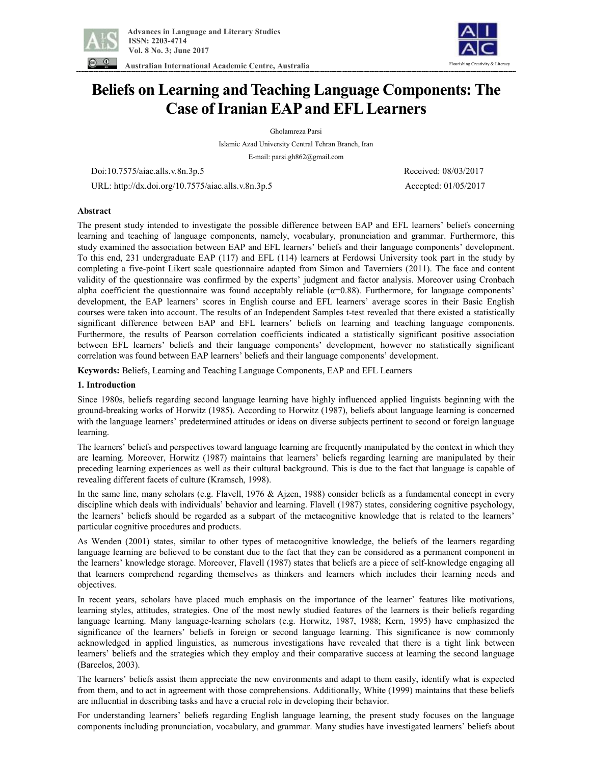# Beliefs on Learning and Teaching Language Components: The Case of Iranian EAP and EFL Learners

Gholamreza Parsi

Islamic Azad University Central Tehran Branch, Iran

E-mail: parsi.gh862@gmail.com

Doi:10.7575/aiac.alls.v.8n.3p.5

URL: http://dx.doi.org/10.7575/aiac.alls.v.8n.3p.5

Received: 08/03/2017

Accepted: 01/05/2017

## Abstract

The present study intended to investigate the possible difference between EAP and EFL learners' beliefs concerning learning and teaching of language components, namely, vocabulary, pronunciation and grammar. Furthermore, this study examined the association between EAP and EFL learners' beliefs and their language components' development. To this end, 231 undergraduate EAP (117) and EFL (114) learners at Ferdowsi University took part in the study by completing a five-point Likert scale questionnaire adapted from Simon and Taverniers (2011). The face and content validity of the questionnaire was confirmed by the experts' judgment and factor analysis. Moreover using Cronbach alpha coefficient the questionnaire was found acceptably reliable ($\alpha$=0.88). Furthermore, for language components' development, the EAP learners' scores in English course and EFL learners' average scores in their Basic English courses were taken into account. The results of an Independent Samples t-test revealed that there existed a statistically significant difference between EAP and EFL learners' beliefs on learning and teaching language components. Furthermore, the results of Pearson correlation coefficients indicated a statistically significant positive association between EFL learners' beliefs and their language components' development, however no statistically significant correlation was found between EAP learners' beliefs and their language components' development.

**Keywords:** Beliefs, Learning and Teaching Language Components, EAP and EFL Learners

## 1. Introduction

Since 1980s, beliefs regarding second language learning have highly influenced applied linguists beginning with the ground-breaking works of Horwitz (1985). According to Horwitz (1987), beliefs about language learning is concerned with the language learners' predetermined attitudes or ideas on diverse subjects pertinent to second or foreign language learning.

The learners' beliefs and perspectives toward language learning are frequently manipulated by the context in which they are learning. Moreover, Horwitz (1987) maintains that learners' beliefs regarding learning are manipulated by their preceding learning experiences as well as their cultural background. This is due to the fact that language is capable of revealing different facets of culture (Kramsch, 1998).

In the same line, many scholars (e.g. Flavell, 1976 & Ajzen, 1988) consider beliefs as a fundamental concept in every discipline which deals with individuals' behavior and learning. Flavell (1987) states, considering cognitive psychology, the learners' beliefs should be regarded as a subpart of the metacognitive knowledge that is related to the learners' particular cognitive procedures and products.

As Wenden (2001) states, similar to other types of metacognitive knowledge, the beliefs of the learners regarding language learning are believed to be constant due to the fact that they can be considered as a permanent component in the learners' knowledge storage. Moreover, Flavell (1987) states that beliefs are a piece of self-knowledge engaging all that learners comprehend regarding themselves as thinkers and learners which includes their learning needs and objectives.

In recent years, scholars have placed much emphasis on the importance of the learner' features like motivations, learning styles, attitudes, strategies. One of the most newly studied features of the learners is their beliefs regarding language learning. Many language-learning scholars (e.g. Horwitz, 1987, 1988; Kern, 1995) have emphasized the significance of the learners' beliefs in foreign or second language learning. This significance is now commonly acknowledged in applied linguistics, as numerous investigations have revealed that there is a tight link between learners' beliefs and the strategies which they employ and their comparative success at learning the second language (Barcelos, 2003).

The learners' beliefs assist them appreciate the new environments and adapt to them easily, identify what is expected from them, and to act in agreement with those comprehensions. Additionally, White (1999) maintains that these beliefs are influential in describing tasks and have a crucial role in developing their behavior.

For understanding learners' beliefs regarding English language learning, the present study focuses on the language components including pronunciation, vocabulary, and grammar. Many studies have investigated learners' beliefs about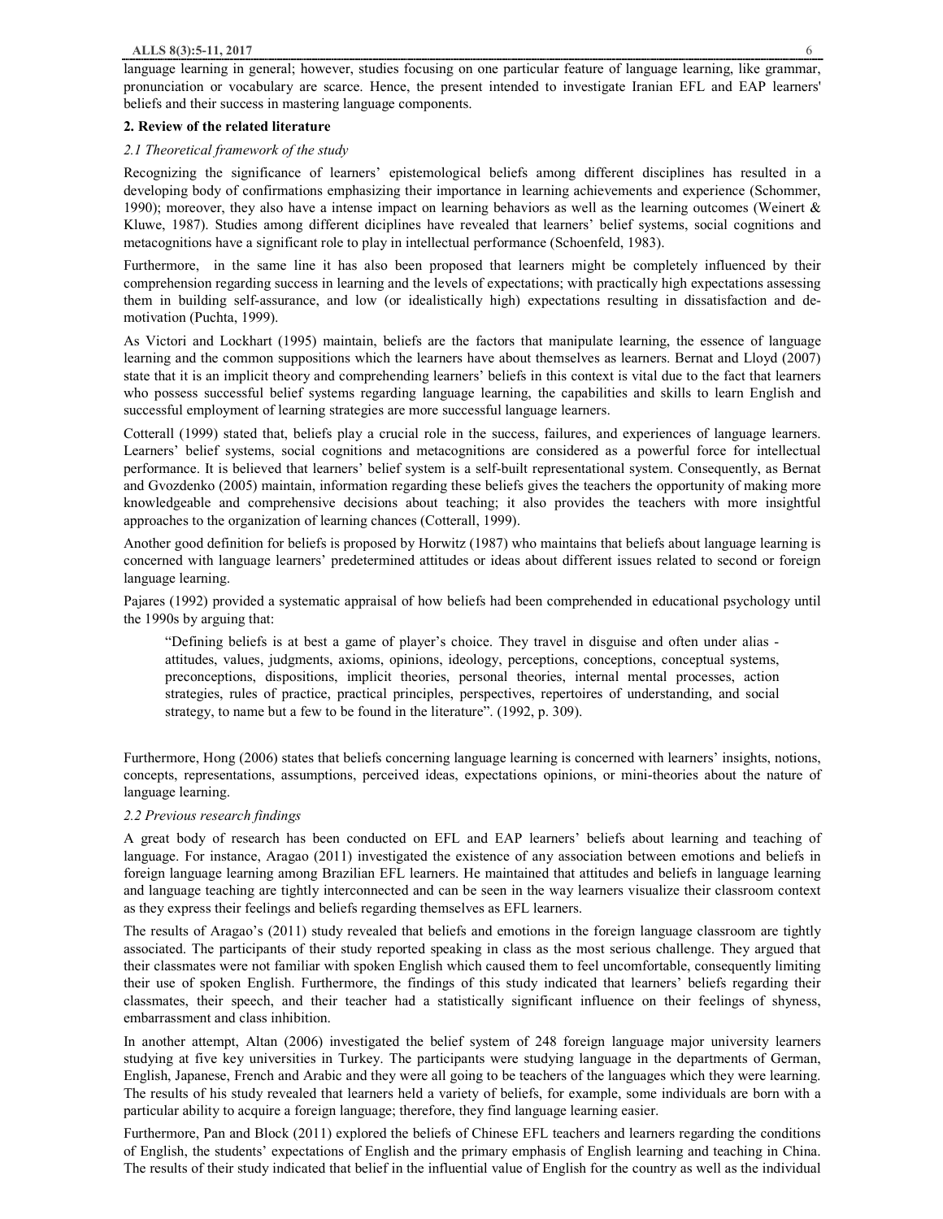language learning in general; however, studies focusing on one particular feature of language learning, like grammar, pronunciation or vocabulary are scarce. Hence, the present intended to investigate Iranian EFL and EAP learners' beliefs and their success in mastering language components.

## 2. Review of the related literature

### *2.1 Theoretical framework of the study*

Recognizing the significance of learners' epistemological beliefs among different disciplines has resulted in a developing body of confirmations emphasizing their importance in learning achievements and experience (Schommer, 1990); moreover, they also have a intense impact on learning behaviors as well as the learning outcomes (Weinert & Kluwe, 1987). Studies among different diciplines have revealed that learners' belief systems, social cognitions and metacognitions have a significant role to play in intellectual performance (Schoenfeld, 1983).

Furthermore, in the same line it has also been proposed that learners might be completely influenced by their comprehension regarding success in learning and the levels of expectations; with practically high expectations assessing them in building self-assurance, and low (or idealistically high) expectations resulting in dissatisfaction and de-motivation (Puchta, 1999).

As Victori and Lockhart (1995) maintain, beliefs are the factors that manipulate learning, the essence of language learning and the common suppositions which the learners have about themselves as learners. Bernat and Lloyd (2007) state that it is an implicit theory and comprehending learners' beliefs in this context is vital due to the fact that learners who possess successful belief systems regarding language learning, the capabilities and skills to learn English and successful employment of learning strategies are more successful language learners.

Cotterall (1999) stated that, beliefs play a crucial role in the success, failures, and experiences of language learners. Learners' belief systems, social cognitions and metacognitions are considered as a powerful force for intellectual performance. It is believed that learners' belief system is a self-built representational system. Consequently, as Bernat and Gvozdenko (2005) maintain, information regarding these beliefs gives the teachers the opportunity of making more knowledgeable and comprehensive decisions about teaching; it also provides the teachers with more insightful approaches to the organization of learning chances (Cotterall, 1999).

Another good definition for beliefs is proposed by Horwitz (1987) who maintains that beliefs about language learning is concerned with language learners' predetermined attitudes or ideas about different issues related to second or foreign language learning.

Pajares (1992) provided a systematic appraisal of how beliefs had been comprehended in educational psychology until the 1990s by arguing that:

> "Defining beliefs is at best a game of player's choice. They travel in disguise and often under alias - attitudes, values, judgments, axioms, opinions, ideology, perceptions, conceptions, conceptual systems, preconceptions, dispositions, implicit theories, personal theories, internal mental processes, action strategies, rules of practice, practical principles, perspectives, repertoires of understanding, and social strategy, to name but a few to be found in the literature". (1992, p. 309).

Furthermore, Hong (2006) states that beliefs concerning language learning is concerned with learners' insights, notions, concepts, representations, assumptions, perceived ideas, expectations opinions, or mini-theories about the nature of language learning.

### *2.2 Previous research findings*

A great body of research has been conducted on EFL and EAP learners' beliefs about learning and teaching of language. For instance, Aragao (2011) investigated the existence of any association between emotions and beliefs in foreign language learning among Brazilian EFL learners. He maintained that attitudes and beliefs in language learning and language teaching are tightly interconnected and can be seen in the way learners visualize their classroom context as they express their feelings and beliefs regarding themselves as EFL learners.

The results of Aragao's (2011) study revealed that beliefs and emotions in the foreign language classroom are tightly associated. The participants of their study reported speaking in class as the most serious challenge. They argued that their classmates were not familiar with spoken English which caused them to feel uncomfortable, consequently limiting their use of spoken English. Furthermore, the findings of this study indicated that learners' beliefs regarding their classmates, their speech, and their teacher had a statistically significant influence on their feelings of shyness, embarrassment and class inhibition.

In another attempt, Altan (2006) investigated the belief system of 248 foreign language major university learners studying at five key universities in Turkey. The participants were studying language in the departments of German, English, Japanese, French and Arabic and they were all going to be teachers of the languages which they were learning. The results of his study revealed that learners held a variety of beliefs, for example, some individuals are born with a particular ability to acquire a foreign language; therefore, they find language learning easier.

Furthermore, Pan and Block (2011) explored the beliefs of Chinese EFL teachers and learners regarding the conditions of English, the students' expectations of English and the primary emphasis of English learning and teaching in China. The results of their study indicated that belief in the influential value of English for the country as well as the individual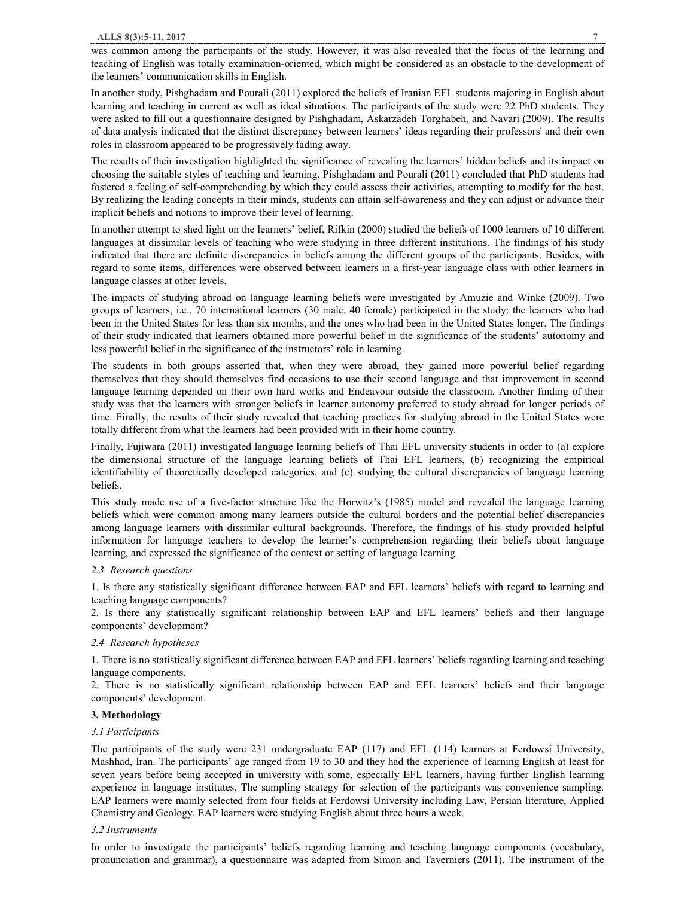was common among the participants of the study. However, it was also revealed that the focus of the learning and teaching of English was totally examination-oriented, which might be considered as an obstacle to the development of the learners' communication skills in English.

In another study, Pishghadam and Pourali (2011) explored the beliefs of Iranian EFL students majoring in English about learning and teaching in current as well as ideal situations. The participants of the study were 22 PhD students. They were asked to fill out a questionnaire designed by Pishghadam, Askarzadeh Torghabeh, and Navari (2009). The results of data analysis indicated that the distinct discrepancy between learners' ideas regarding their professors' and their own roles in classroom appeared to be progressively fading away.

The results of their investigation highlighted the significance of revealing the learners' hidden beliefs and its impact on choosing the suitable styles of teaching and learning. Pishghadam and Pourali (2011) concluded that PhD students had fostered a feeling of self-comprehending by which they could assess their activities, attempting to modify for the best. By realizing the leading concepts in their minds, students can attain self-awareness and they can adjust or advance their implicit beliefs and notions to improve their level of learning.

In another attempt to shed light on the learners' belief, Rifkin (2000) studied the beliefs of 1000 learners of 10 different languages at dissimilar levels of teaching who were studying in three different institutions. The findings of his study indicated that there are definite discrepancies in beliefs among the different groups of the participants. Besides, with regard to some items, differences were observed between learners in a first-year language class with other learners in language classes at other levels.

The impacts of studying abroad on language learning beliefs were investigated by Amuzie and Winke (2009). Two groups of learners, i.e., 70 international learners (30 male, 40 female) participated in the study: the learners who had been in the United States for less than six months, and the ones who had been in the United States longer. The findings of their study indicated that learners obtained more powerful belief in the significance of the students' autonomy and less powerful belief in the significance of the instructors' role in learning.

The students in both groups asserted that, when they were abroad, they gained more powerful belief regarding themselves that they should themselves find occasions to use their second language and that improvement in second language learning depended on their own hard works and Endeavour outside the classroom. Another finding of their study was that the learners with stronger beliefs in learner autonomy preferred to study abroad for longer periods of time. Finally, the results of their study revealed that teaching practices for studying abroad in the United States were totally different from what the learners had been provided with in their home country.

Finally, Fujiwara (2011) investigated language learning beliefs of Thai EFL university students in order to (a) explore the dimensional structure of the language learning beliefs of Thai EFL learners, (b) recognizing the empirical identifiability of theoretically developed categories, and (c) studying the cultural discrepancies of language learning beliefs.

This study made use of a five-factor structure like the Horwitz's (1985) model and revealed the language learning beliefs which were common among many learners outside the cultural borders and the potential belief discrepancies among language learners with dissimilar cultural backgrounds. Therefore, the findings of his study provided helpful information for language teachers to develop the learner's comprehension regarding their beliefs about language learning, and expressed the significance of the context or setting of language learning.

### *2.3 Research questions*

1. Is there any statistically significant difference between EAP and EFL learners' beliefs with regard to learning and teaching language components?
2. Is there any statistically significant relationship between EAP and EFL learners' beliefs and their language components' development?

### *2.4 Research hypotheses*

1. There is no statistically significant difference between EAP and EFL learners' beliefs regarding learning and teaching language components.
2. There is no statistically significant relationship between EAP and EFL learners' beliefs and their language components' development.

## 3. Methodology

### *3.1 Participants*

The participants of the study were 231 undergraduate EAP (117) and EFL (114) learners at Ferdowsi University, Mashhad, Iran. The participants' age ranged from 19 to 30 and they had the experience of learning English at least for seven years before being accepted in university with some, especially EFL learners, having further English learning experience in language institutes. The sampling strategy for selection of the participants was convenience sampling. EAP learners were mainly selected from four fields at Ferdowsi University including Law, Persian literature, Applied Chemistry and Geology. EAP learners were studying English about three hours a week.

### *3.2 Instruments*

In order to investigate the participants' beliefs regarding learning and teaching language components (vocabulary, pronunciation and grammar), a questionnaire was adapted from Simon and Taverniers (2011). The instrument of the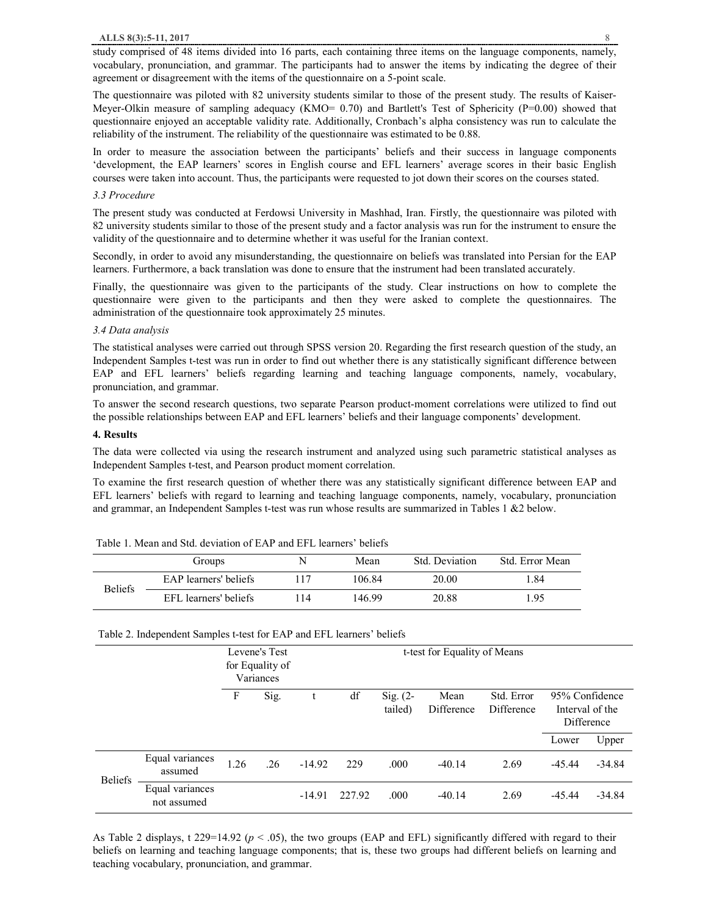study comprised of 48 items divided into 16 parts, each containing three items on the language components, namely, vocabulary, pronunciation, and grammar. The participants had to answer the items by indicating the degree of their agreement or disagreement with the items of the questionnaire on a 5-point scale.

The questionnaire was piloted with 82 university students similar to those of the present study. The results of Kaiser-Meyer-Olkin measure of sampling adequacy (KMO= 0.70) and Bartlett's Test of Sphericity (P=0.00) showed that questionnaire enjoyed an acceptable validity rate. Additionally, Cronbach's alpha consistency was run to calculate the reliability of the instrument. The reliability of the questionnaire was estimated to be 0.88.

In order to measure the association between the participants' beliefs and their success in language components 'development, the EAP learners' scores in English course and EFL learners' average scores in their basic English courses were taken into account. Thus, the participants were requested to jot down their scores on the courses stated.

### *3.3 Procedure*

The present study was conducted at Ferdowsi University in Mashhad, Iran. Firstly, the questionnaire was piloted with 82 university students similar to those of the present study and a factor analysis was run for the instrument to ensure the validity of the questionnaire and to determine whether it was useful for the Iranian context.

Secondly, in order to avoid any misunderstanding, the questionnaire on beliefs was translated into Persian for the EAP learners. Furthermore, a back translation was done to ensure that the instrument had been translated accurately.

Finally, the questionnaire was given to the participants of the study. Clear instructions on how to complete the questionnaire were given to the participants and then they were asked to complete the questionnaires. The administration of the questionnaire took approximately 25 minutes.

### *3.4 Data analysis*

The statistical analyses were carried out through SPSS version 20. Regarding the first research question of the study, an Independent Samples t-test was run in order to find out whether there is any statistically significant difference between EAP and EFL learners' beliefs regarding learning and teaching language components, namely, vocabulary, pronunciation, and grammar.

To answer the second research questions, two separate Pearson product-moment correlations were utilized to find out the possible relationships between EAP and EFL learners' beliefs and their language components' development.

## **4. Results**

The data were collected via using the research instrument and analyzed using such parametric statistical analyses as Independent Samples t-test, and Pearson product moment correlation.

To examine the first research question of whether there was any statistically significant difference between EAP and EFL learners' beliefs with regard to learning and teaching language components, namely, vocabulary, pronunciation and grammar, an Independent Samples t-test was run whose results are summarized in Tables 1 &2 below.

Table 1. Mean and Std. deviation of EAP and EFL learners' beliefs

| | Groups | N | Mean | Std. Deviation | Std. Error Mean |
|---|---|---|---|---|---|
| Beliefs | EAP learners' beliefs | 117 | 106.84 | 20.00 | 1.84 |
| | EFL learners' beliefs | 114 | 146.99 | 20.88 | 1.95 |

Table 2. Independent Samples t-test for EAP and EFL learners' beliefs

| | | Levene's Test for Equality of Variances | | t-test for Equality of Means | | | | | | |
|---|---|---|---|---|---|---|---|---|---|---|
| | | F | Sig. | t | df | Sig. (2-tailed) | Mean Difference | Std. Error Difference | 95% Confidence Interval of the Difference | |
| | | | | | | | | | Lower | Upper |
| Beliefs | Equal variances assumed | 1.26 | .26 | -14.92 | 229 | .000 | -40.14 | 2.69 | -45.44 | -34.84 |
| | Equal variances not assumed | | | -14.91 | 227.92 | .000 | -40.14 | 2.69 | -45.44 | -34.84 |

As Table 2 displays, t 229=14.92 ($p < .05$), the two groups (EAP and EFL) significantly differed with regard to their beliefs on learning and teaching language components; that is, these two groups had different beliefs on learning and teaching vocabulary, pronunciation, and grammar.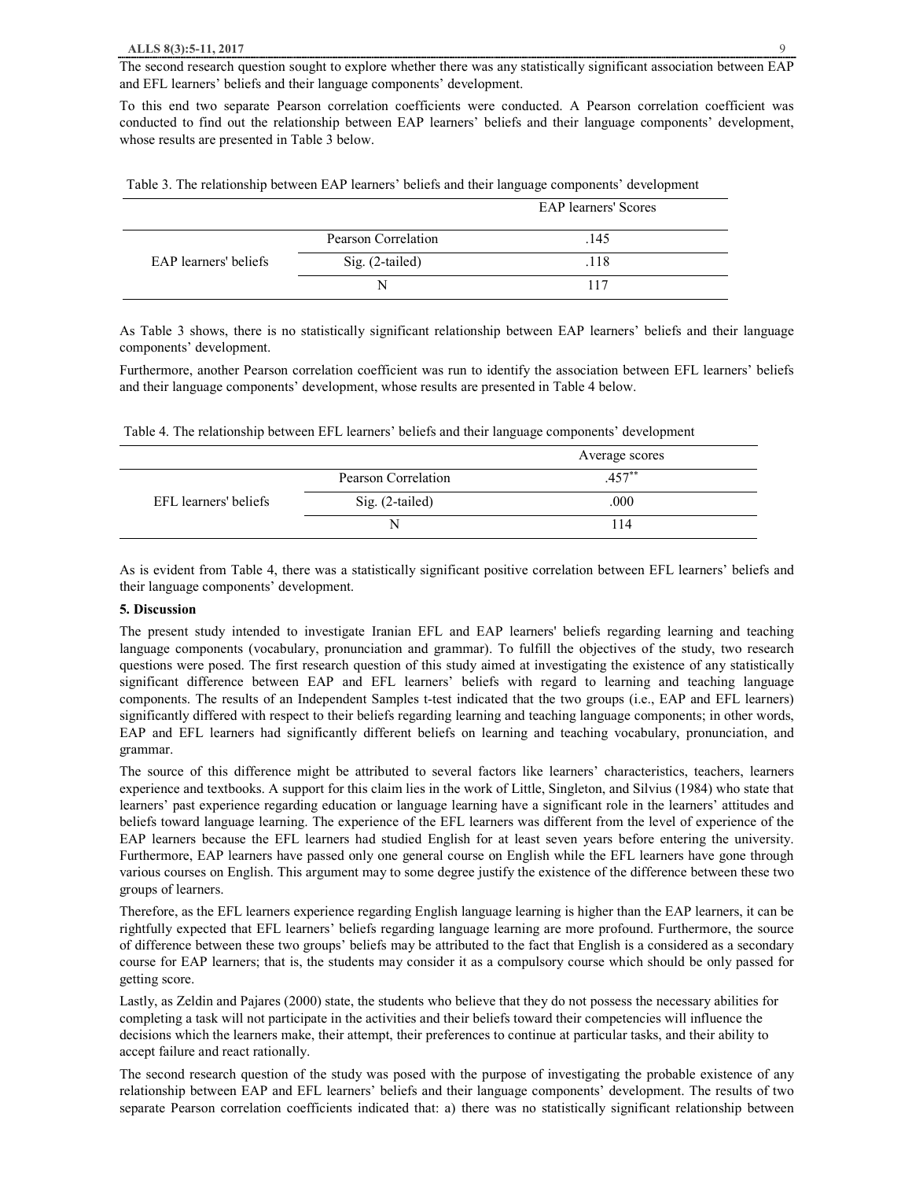The second research question sought to explore whether there was any statistically significant association between EAP and EFL learners' beliefs and their language components' development.

To this end two separate Pearson correlation coefficients were conducted. A Pearson correlation coefficient was conducted to find out the relationship between EAP learners' beliefs and their language components' development, whose results are presented in Table 3 below.

Table 3. The relationship between EAP learners' beliefs and their language components' development

| | | EAP learners' Scores |
|---|---|---|
| EAP learners' beliefs | Pearson Correlation | .145 |
| | Sig. (2-tailed) | .118 |
| | N | 117 |

As Table 3 shows, there is no statistically significant relationship between EAP learners' beliefs and their language components' development.

Furthermore, another Pearson correlation coefficient was run to identify the association between EFL learners' beliefs and their language components' development, whose results are presented in Table 4 below.

Table 4. The relationship between EFL learners' beliefs and their language components' development

| | | Average scores |
|---|---|---|
| EFL learners' beliefs | Pearson Correlation | .457** |
| | Sig. (2-tailed) | .000 |
| | N | 114 |

As is evident from Table 4, there was a statistically significant positive correlation between EFL learners' beliefs and their language components' development.

**5. Discussion**

The present study intended to investigate Iranian EFL and EAP learners' beliefs regarding learning and teaching language components (vocabulary, pronunciation and grammar). To fulfill the objectives of the study, two research questions were posed. The first research question of this study aimed at investigating the existence of any statistically significant difference between EAP and EFL learners' beliefs with regard to learning and teaching language components. The results of an Independent Samples t-test indicated that the two groups (i.e., EAP and EFL learners) significantly differed with respect to their beliefs regarding learning and teaching language components; in other words, EAP and EFL learners had significantly different beliefs on learning and teaching vocabulary, pronunciation, and grammar.

The source of this difference might be attributed to several factors like learners' characteristics, teachers, learners experience and textbooks. A support for this claim lies in the work of Little, Singleton, and Silvius (1984) who state that learners' past experience regarding education or language learning have a significant role in the learners' attitudes and beliefs toward language learning. The experience of the EFL learners was different from the level of experience of the EAP learners because the EFL learners had studied English for at least seven years before entering the university. Furthermore, EAP learners have passed only one general course on English while the EFL learners have gone through various courses on English. This argument may to some degree justify the existence of the difference between these two groups of learners.

Therefore, as the EFL learners experience regarding English language learning is higher than the EAP learners, it can be rightfully expected that EFL learners' beliefs regarding language learning are more profound. Furthermore, the source of difference between these two groups' beliefs may be attributed to the fact that English is a considered as a secondary course for EAP learners; that is, the students may consider it as a compulsory course which should be only passed for getting score.

Lastly, as Zeldin and Pajares (2000) state, the students who believe that they do not possess the necessary abilities for completing a task will not participate in the activities and their beliefs toward their competencies will influence the decisions which the learners make, their attempt, their preferences to continue at particular tasks, and their ability to accept failure and react rationally.

The second research question of the study was posed with the purpose of investigating the probable existence of any relationship between EAP and EFL learners' beliefs and their language components' development. The results of two separate Pearson correlation coefficients indicated that: a) there was no statistically significant relationship between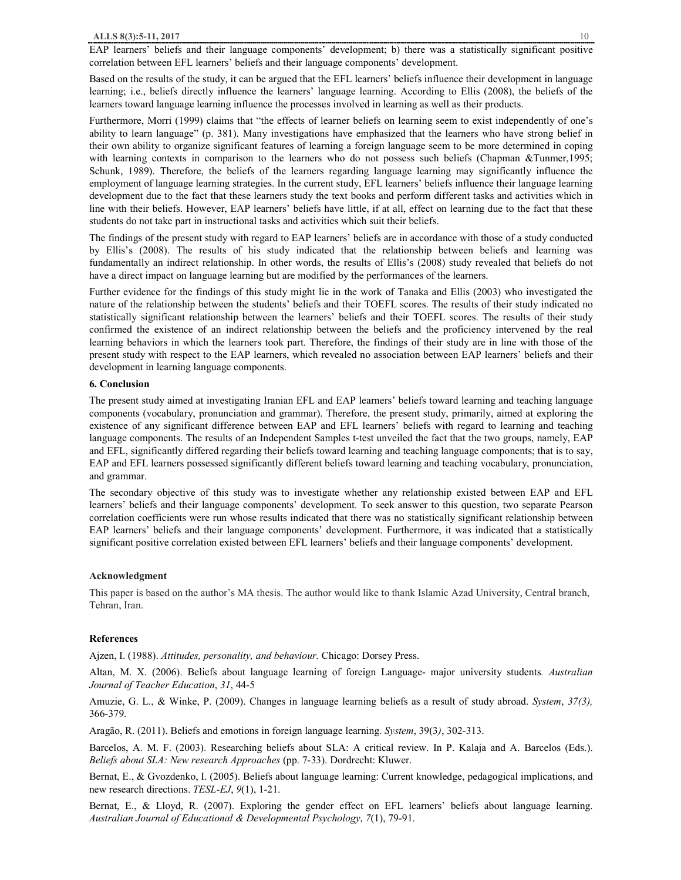EAP learners' beliefs and their language components' development; b) there was a statistically significant positive correlation between EFL learners' beliefs and their language components' development.

Based on the results of the study, it can be argued that the EFL learners' beliefs influence their development in language learning; i.e., beliefs directly influence the learners' language learning. According to Ellis (2008), the beliefs of the learners toward language learning influence the processes involved in learning as well as their products.

Furthermore, Morri (1999) claims that "the effects of learner beliefs on learning seem to exist independently of one's ability to learn language" (p. 381). Many investigations have emphasized that the learners who have strong belief in their own ability to organize significant features of learning a foreign language seem to be more determined in coping with learning contexts in comparison to the learners who do not possess such beliefs (Chapman &Tunmer,1995; Schunk, 1989). Therefore, the beliefs of the learners regarding language learning may significantly influence the employment of language learning strategies. In the current study, EFL learners' beliefs influence their language learning development due to the fact that these learners study the text books and perform different tasks and activities which in line with their beliefs. However, EAP learners' beliefs have little, if at all, effect on learning due to the fact that these students do not take part in instructional tasks and activities which suit their beliefs.

The findings of the present study with regard to EAP learners' beliefs are in accordance with those of a study conducted by Ellis's (2008). The results of his study indicated that the relationship between beliefs and learning was fundamentally an indirect relationship. In other words, the results of Ellis's (2008) study revealed that beliefs do not have a direct impact on language learning but are modified by the performances of the learners.

Further evidence for the findings of this study might lie in the work of Tanaka and Ellis (2003) who investigated the nature of the relationship between the students' beliefs and their TOEFL scores. The results of their study indicated no statistically significant relationship between the learners' beliefs and their TOEFL scores. The results of their study confirmed the existence of an indirect relationship between the beliefs and the proficiency intervened by the real learning behaviors in which the learners took part. Therefore, the findings of their study are in line with those of the present study with respect to the EAP learners, which revealed no association between EAP learners' beliefs and their development in learning language components.

### 6. Conclusion

The present study aimed at investigating Iranian EFL and EAP learners' beliefs toward learning and teaching language components (vocabulary, pronunciation and grammar). Therefore, the present study, primarily, aimed at exploring the existence of any significant difference between EAP and EFL learners' beliefs with regard to learning and teaching language components. The results of an Independent Samples t-test unveiled the fact that the two groups, namely, EAP and EFL, significantly differed regarding their beliefs toward learning and teaching language components; that is to say, EAP and EFL learners possessed significantly different beliefs toward learning and teaching vocabulary, pronunciation, and grammar.

The secondary objective of this study was to investigate whether any relationship existed between EAP and EFL learners' beliefs and their language components' development. To seek answer to this question, two separate Pearson correlation coefficients were run whose results indicated that there was no statistically significant relationship between EAP learners' beliefs and their language components' development. Furthermore, it was indicated that a statistically significant positive correlation existed between EFL learners' beliefs and their language components' development.

### Acknowledgment

This paper is based on the author's MA thesis. The author would like to thank Islamic Azad University, Central branch, Tehran, Iran.

### References

Ajzen, I. (1988). *Attitudes, personality, and behaviour.* Chicago: Dorsey Press.

Altan, M. X. (2006). Beliefs about language learning of foreign Language- major university students*. Australian Journal of Teacher Education*, *31*, 44-5

Amuzie, G. L., & Winke, P. (2009). Changes in language learning beliefs as a result of study abroad. *System*, *37(3),* 366-379.

Aragão, R. (2011). Beliefs and emotions in foreign language learning. *System*, 39(3*)*, 302-313.

Barcelos, A. M. F. (2003). Researching beliefs about SLA: A critical review. In P. Kalaja and A. Barcelos (Eds.). *Beliefs about SLA: New research Approaches* (pp. 7-33). Dordrecht: Kluwer.

Bernat, E., & Gvozdenko, I. (2005). Beliefs about language learning: Current knowledge, pedagogical implications, and new research directions. *TESL-EJ*, *9*(1), 1-21.

Bernat, E., & Lloyd, R. (2007). Exploring the gender effect on EFL learners' beliefs about language learning. *Australian Journal of Educational & Developmental Psychology*, *7*(1), 79-91.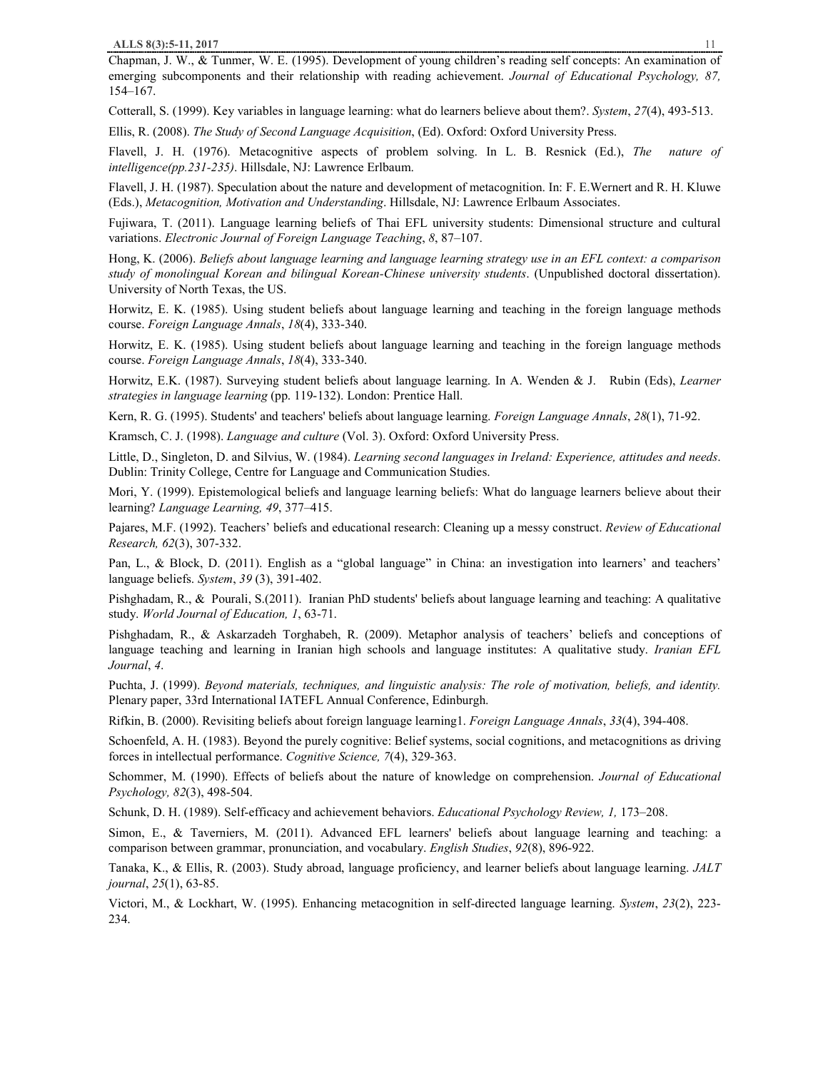Chapman, J. W., & Tunmer, W. E. (1995). Development of young children's reading self concepts: An examination of emerging subcomponents and their relationship with reading achievement. *Journal of Educational Psychology, 87,* 154–167.

Cotterall, S. (1999). Key variables in language learning: what do learners believe about them?. *System*, *27*(4), 493-513.

Ellis, R. (2008). *The Study of Second Language Acquisition*, (Ed). Oxford: Oxford University Press.

Flavell, J. H. (1976). Metacognitive aspects of problem solving. In L. B. Resnick (Ed.), *The nature of intelligence(pp.231-235)*. Hillsdale, NJ: Lawrence Erlbaum.

Flavell, J. H. (1987). Speculation about the nature and development of metacognition. In: F. E.Wernert and R. H. Kluwe (Eds.), *Metacognition, Motivation and Understanding*. Hillsdale, NJ: Lawrence Erlbaum Associates.

Fujiwara, T. (2011). Language learning beliefs of Thai EFL university students: Dimensional structure and cultural variations. *Electronic Journal of Foreign Language Teaching*, *8*, 87–107.

Hong, K. (2006). *Beliefs about language learning and language learning strategy use in an EFL context: a comparison study of monolingual Korean and bilingual Korean-Chinese university students*. (Unpublished doctoral dissertation). University of North Texas, the US.

Horwitz, E. K. (1985). Using student beliefs about language learning and teaching in the foreign language methods course. *Foreign Language Annals*, *18*(4), 333-340.

Horwitz, E. K. (1985). Using student beliefs about language learning and teaching in the foreign language methods course. *Foreign Language Annals*, *18*(4), 333-340.

Horwitz, E.K. (1987). Surveying student beliefs about language learning. In A. Wenden & J. Rubin (Eds), *Learner strategies in language learning* (pp. 119-132). London: Prentice Hall.

Kern, R. G. (1995). Students' and teachers' beliefs about language learning. *Foreign Language Annals*, *28*(1), 71-92.

Kramsch, C. J. (1998). *Language and culture* (Vol. 3). Oxford: Oxford University Press.

Little, D., Singleton, D. and Silvius, W. (1984). *Learning second languages in Ireland: Experience, attitudes and needs*. Dublin: Trinity College, Centre for Language and Communication Studies.

Mori, Y. (1999). Epistemological beliefs and language learning beliefs: What do language learners believe about their learning? *Language Learning, 49*, 377–415.

Pajares, M.F. (1992). Teachers' beliefs and educational research: Cleaning up a messy construct. *Review of Educational Research, 62*(3), 307-332.

Pan, L., & Block, D. (2011). English as a "global language" in China: an investigation into learners' and teachers' language beliefs. *System*, *39* (3), 391-402.

Pishghadam, R., & Pourali, S.(2011). Iranian PhD students' beliefs about language learning and teaching: A qualitative study. *World Journal of Education, 1*, 63-71.

Pishghadam, R., & Askarzadeh Torghabeh, R. (2009). Metaphor analysis of teachers' beliefs and conceptions of language teaching and learning in Iranian high schools and language institutes: A qualitative study. *Iranian EFL Journal*, *4*.

Puchta, J. (1999). *Beyond materials, techniques, and linguistic analysis: The role of motivation, beliefs, and identity.* Plenary paper, 33rd International IATEFL Annual Conference, Edinburgh.

Rifkin, B. (2000). Revisiting beliefs about foreign language learning1. *Foreign Language Annals*, *33*(4), 394-408.

Schoenfeld, A. H. (1983). Beyond the purely cognitive: Belief systems, social cognitions, and metacognitions as driving forces in intellectual performance. *Cognitive Science, 7*(4), 329-363.

Schommer, M. (1990). Effects of beliefs about the nature of knowledge on comprehension. *Journal of Educational Psychology, 82*(3), 498-504.

Schunk, D. H. (1989). Self-efficacy and achievement behaviors. *Educational Psychology Review, 1,* 173–208.

Simon, E., & Taverniers, M. (2011). Advanced EFL learners' beliefs about language learning and teaching: a comparison between grammar, pronunciation, and vocabulary. *English Studies*, *92*(8), 896-922.

Tanaka, K., & Ellis, R. (2003). Study abroad, language proficiency, and learner beliefs about language learning. *JALT journal*, *25*(1), 63-85.

Victori, M., & Lockhart, W. (1995). Enhancing metacognition in self-directed language learning. *System*, *23*(2), 223-234.